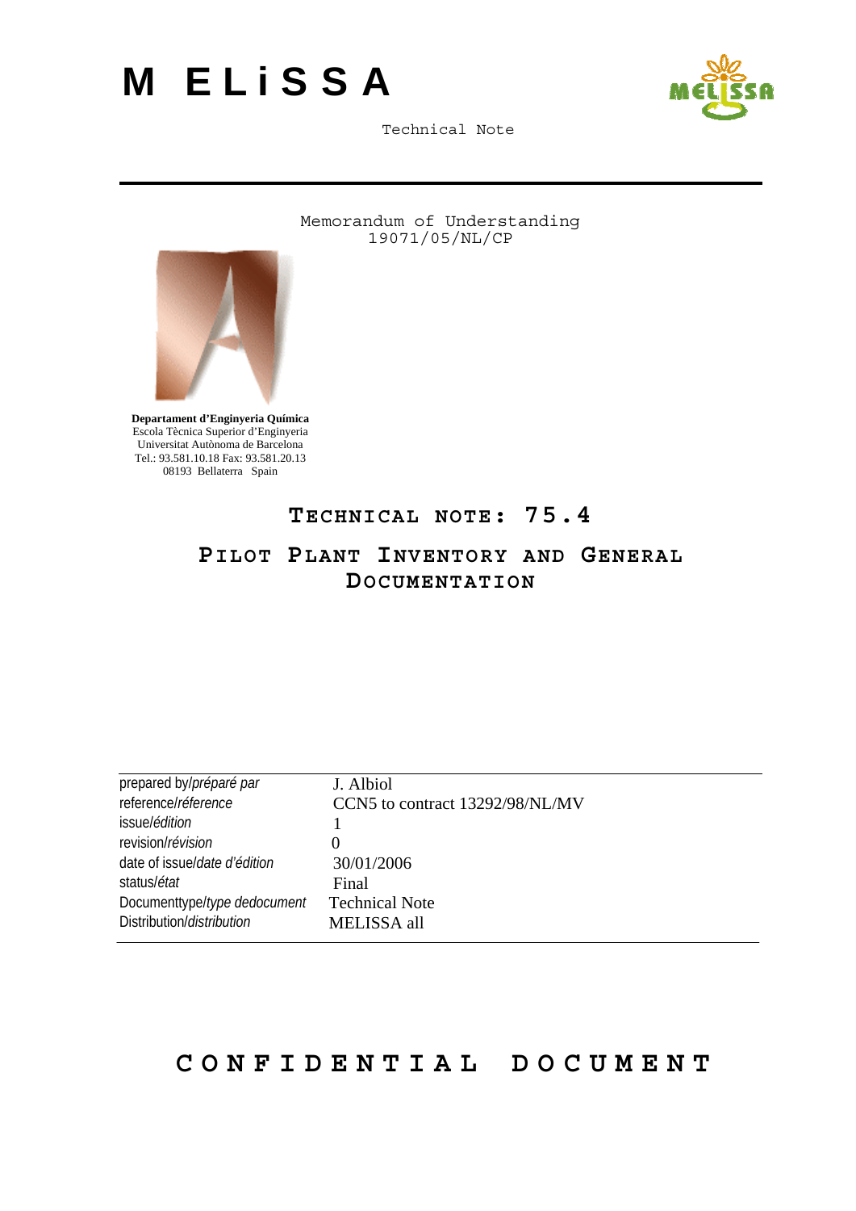# M ELiSSA

Technical Note

Memorandum of Understanding
19071/05/NL/CP

**Departament d'Enginyeria Química**
Escola Tècnica Superior d'Enginyeria
Universitat Autònoma de Barcelona
Tel.: 93.581.10.18 Fax: 93.581.20.13
08193 Bellaterra Spain

## TECHNICAL NOTE: 75.4

## PILOT PLANT INVENTORY AND GENERAL DOCUMENTATION

| | |
|---|---|
| prepared by/*préparé par* | J. Albiol |
| reference/*réference* | CCN5 to contract 13292/98/NL/MV |
| issue/*édition* | 1 |
| revision/*révision* | 0 |
| date of issue/*date d'édition* | 30/01/2006 |
| status/*état* | Final |
| Documenttype/*type dedocument* | Technical Note |
| Distribution/*distribution* | MELISSA all |

**CONFIDENTIAL DOCUMENT**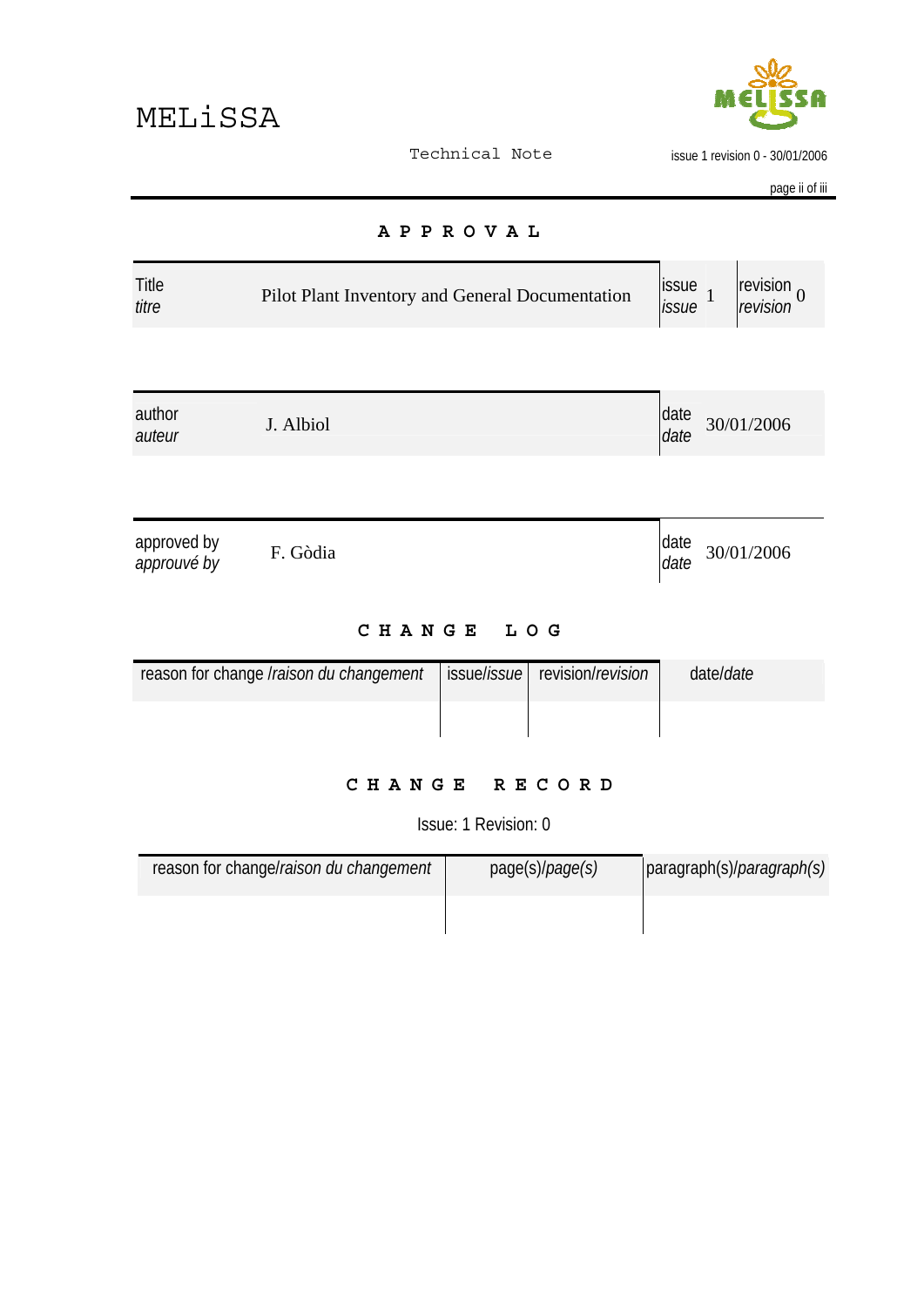## APPROVAL

| Title *titre* | Pilot Plant Inventory and General Documentation | issue *issue* | 1 | revision *revision* | 0 |
|---|---|---|---|---|---|

| author *auteur* | J. Albiol | date *date* | 30/01/2006 |
|---|---|---|---|

| approved by *approuvé by* | F. Gòdia | date *date* | 30/01/2006 |
|---|---|---|---|

## CHANGE LOG

| reason for change /*raison du changement* | issue/*issue* | revision/*revision* | date/*date* |
|---|---|---|---|
| | | | |

## CHANGE RECORD

Issue: 1 Revision: 0

| reason for change/*raison du changement* | page(s)/*page(s)* | paragraph(s)/*paragraph(s)* |
|---|---|---|
| | | |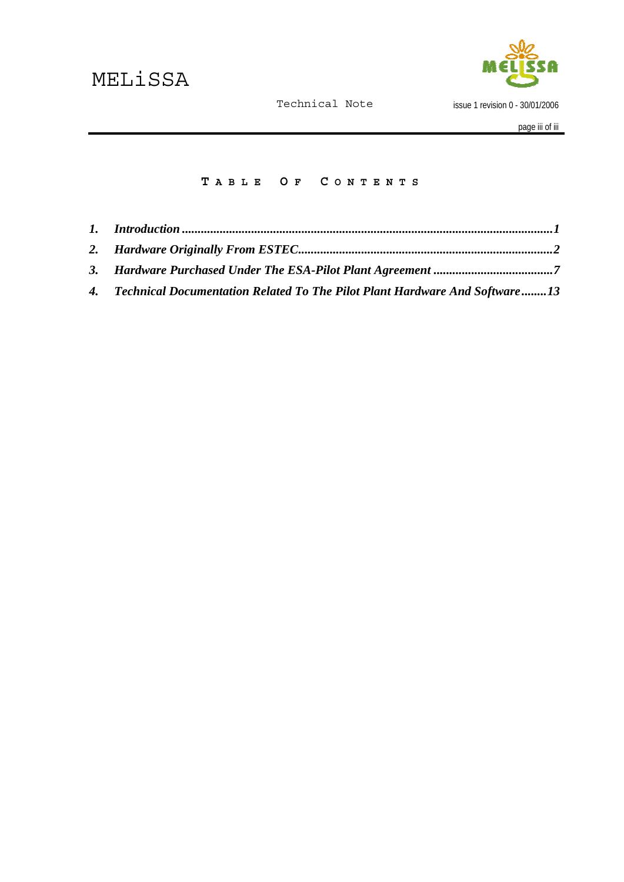# TABLE OF CONTENTS

1. *Introduction* ........................................................................................................ *1*
2. *Hardware Originally From ESTEC*................................................................................ *2*
3. *Hardware Purchased Under The ESA-Pilot Plant Agreement* ..................................... *7*
4. *Technical Documentation Related To The Pilot Plant Hardware And Software*........ *13*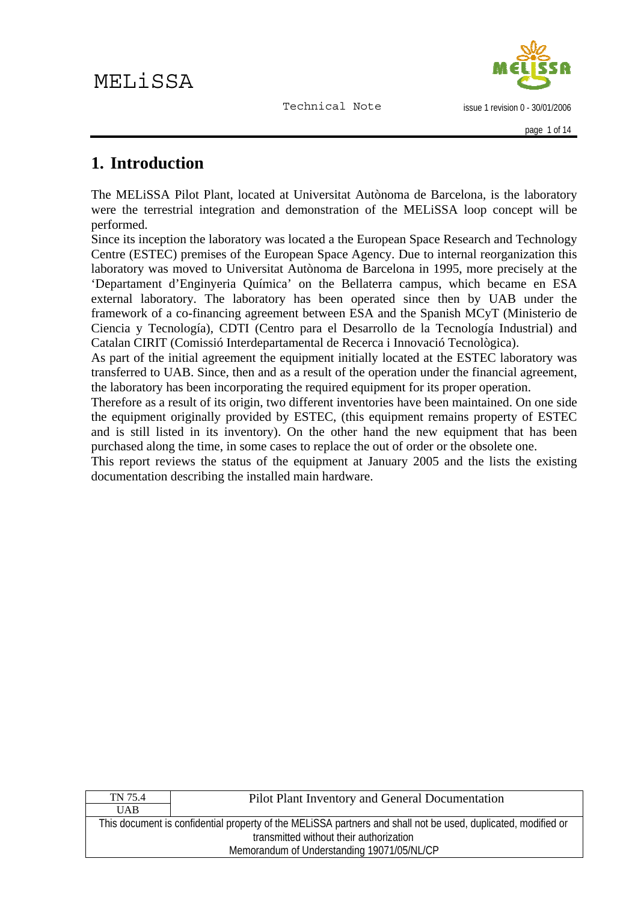# 1. Introduction

The MELiSSA Pilot Plant, located at Universitat Autònoma de Barcelona, is the laboratory were the terrestrial integration and demonstration of the MELiSSA loop concept will be performed.

Since its inception the laboratory was located a the European Space Research and Technology Centre (ESTEC) premises of the European Space Agency. Due to internal reorganization this laboratory was moved to Universitat Autònoma de Barcelona in 1995, more precisely at the 'Departament d'Enginyeria Química' on the Bellaterra campus, which became en ESA external laboratory. The laboratory has been operated since then by UAB under the framework of a co-financing agreement between ESA and the Spanish MCyT (Ministerio de Ciencia y Tecnología), CDTI (Centro para el Desarrollo de la Tecnología Industrial) and Catalan CIRIT (Comissió Interdepartamental de Recerca i Innovació Tecnològica).

As part of the initial agreement the equipment initially located at the ESTEC laboratory was transferred to UAB. Since, then and as a result of the operation under the financial agreement, the laboratory has been incorporating the required equipment for its proper operation.

Therefore as a result of its origin, two different inventories have been maintained. On one side the equipment originally provided by ESTEC, (this equipment remains property of ESTEC and is still listed in its inventory). On the other hand the new equipment that has been purchased along the time, in some cases to replace the out of order or the obsolete one.

This report reviews the status of the equipment at January 2005 and the lists the existing documentation describing the installed main hardware.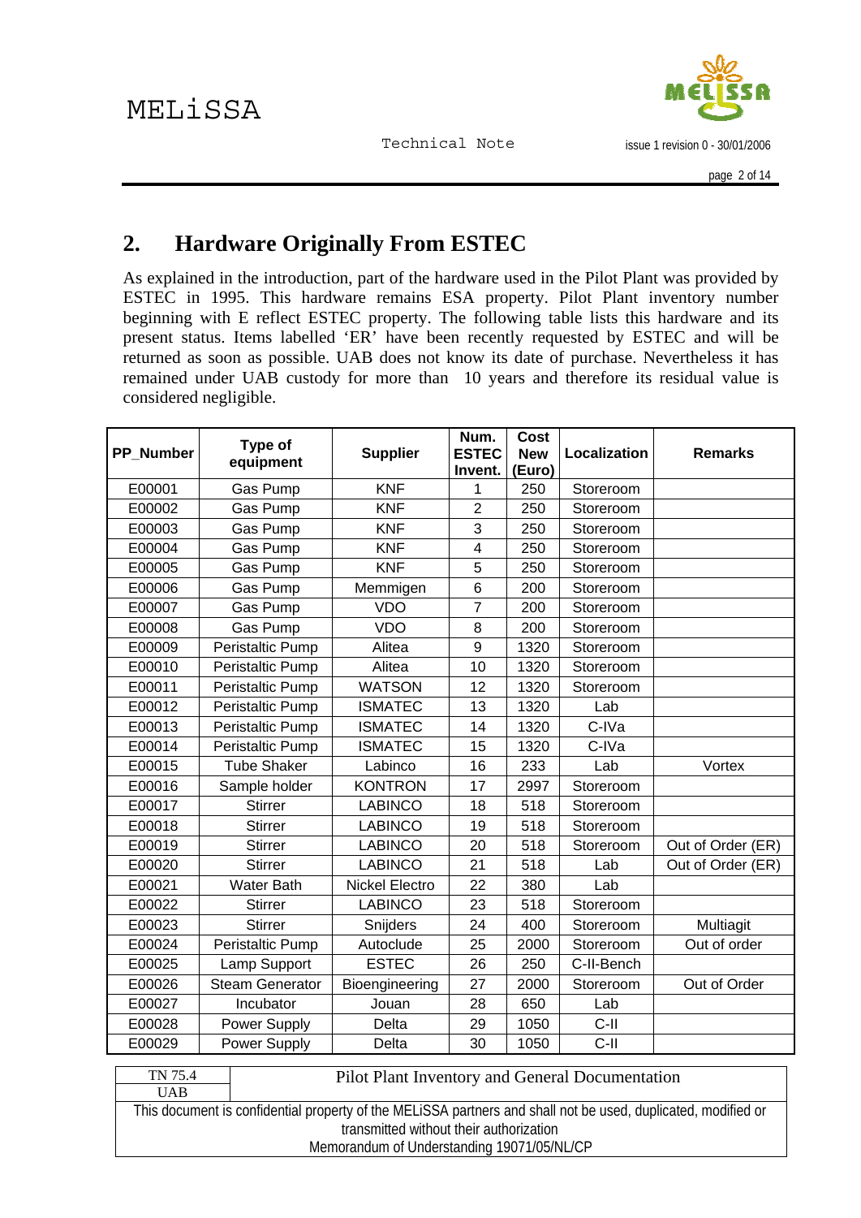## 2. Hardware Originally From ESTEC

As explained in the introduction, part of the hardware used in the Pilot Plant was provided by ESTEC in 1995. This hardware remains ESA property. Pilot Plant inventory number beginning with E reflect ESTEC property. The following table lists this hardware and its present status. Items labelled 'ER' have been recently requested by ESTEC and will be returned as soon as possible. UAB does not know its date of purchase. Nevertheless it has remained under UAB custody for more than 10 years and therefore its residual value is considered negligible.

| PP_Number | Type of equipment | Supplier | Num. ESTEC Invent. | Cost New (Euro) | Localization | Remarks |
|---|---|---|---|---|---|---|
| E00001 | Gas Pump | KNF | 1 | 250 | Storeroom | |
| E00002 | Gas Pump | KNF | 2 | 250 | Storeroom | |
| E00003 | Gas Pump | KNF | 3 | 250 | Storeroom | |
| E00004 | Gas Pump | KNF | 4 | 250 | Storeroom | |
| E00005 | Gas Pump | KNF | 5 | 250 | Storeroom | |
| E00006 | Gas Pump | Memmigen | 6 | 200 | Storeroom | |
| E00007 | Gas Pump | VDO | 7 | 200 | Storeroom | |
| E00008 | Gas Pump | VDO | 8 | 200 | Storeroom | |
| E00009 | Peristaltic Pump | Alitea | 9 | 1320 | Storeroom | |
| E00010 | Peristaltic Pump | Alitea | 10 | 1320 | Storeroom | |
| E00011 | Peristaltic Pump | WATSON | 12 | 1320 | Storeroom | |
| E00012 | Peristaltic Pump | ISMATEC | 13 | 1320 | Lab | |
| E00013 | Peristaltic Pump | ISMATEC | 14 | 1320 | C-IVa | |
| E00014 | Peristaltic Pump | ISMATEC | 15 | 1320 | C-IVa | |
| E00015 | Tube Shaker | Labinco | 16 | 233 | Lab | Vortex |
| E00016 | Sample holder | KONTRON | 17 | 2997 | Storeroom | |
| E00017 | Stirrer | LABINCO | 18 | 518 | Storeroom | |
| E00018 | Stirrer | LABINCO | 19 | 518 | Storeroom | |
| E00019 | Stirrer | LABINCO | 20 | 518 | Storeroom | Out of Order (ER) |
| E00020 | Stirrer | LABINCO | 21 | 518 | Lab | Out of Order (ER) |
| E00021 | Water Bath | Nickel Electro | 22 | 380 | Lab | |
| E00022 | Stirrer | LABINCO | 23 | 518 | Storeroom | |
| E00023 | Stirrer | Snijders | 24 | 400 | Storeroom | Multiagit |
| E00024 | Peristaltic Pump | Autoclude | 25 | 2000 | Storeroom | Out of order |
| E00025 | Lamp Support | ESTEC | 26 | 250 | C-II-Bench | |
| E00026 | Steam Generator | Bioengineering | 27 | 2000 | Storeroom | Out of Order |
| E00027 | Incubator | Jouan | 28 | 650 | Lab | |
| E00028 | Power Supply | Delta | 29 | 1050 | C-II | |
| E00029 | Power Supply | Delta | 30 | 1050 | C-II | |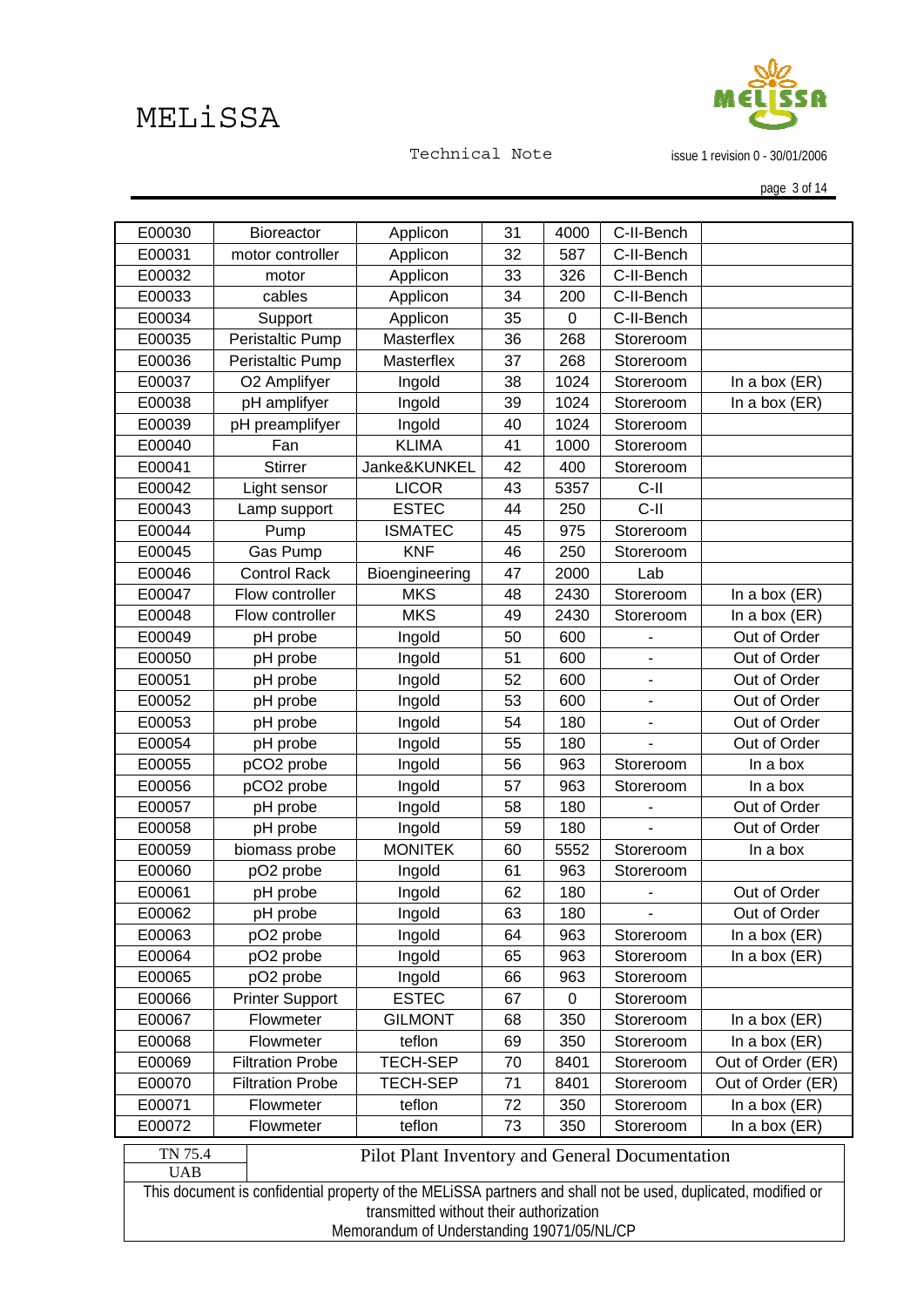| E00030 | Bioreactor | Applicon | 31 | 4000 | C-II-Bench | |
|---|---|---|---|---|---|---|
| E00031 | motor controller | Applicon | 32 | 587 | C-II-Bench | |
| E00032 | motor | Applicon | 33 | 326 | C-II-Bench | |
| E00033 | cables | Applicon | 34 | 200 | C-II-Bench | |
| E00034 | Support | Applicon | 35 | 0 | C-II-Bench | |
| E00035 | Peristaltic Pump | Masterflex | 36 | 268 | Storeroom | |
| E00036 | Peristaltic Pump | Masterflex | 37 | 268 | Storeroom | |
| E00037 | O2 Amplifyer | Ingold | 38 | 1024 | Storeroom | In a box (ER) |
| E00038 | pH amplifyer | Ingold | 39 | 1024 | Storeroom | In a box (ER) |
| E00039 | pH preamplifyer | Ingold | 40 | 1024 | Storeroom | |
| E00040 | Fan | KLIMA | 41 | 1000 | Storeroom | |
| E00041 | Stirrer | Janke&KUNKEL | 42 | 400 | Storeroom | |
| E00042 | Light sensor | LICOR | 43 | 5357 | C-II | |
| E00043 | Lamp support | ESTEC | 44 | 250 | C-II | |
| E00044 | Pump | ISMATEC | 45 | 975 | Storeroom | |
| E00045 | Gas Pump | KNF | 46 | 250 | Storeroom | |
| E00046 | Control Rack | Bioengineering | 47 | 2000 | Lab | |
| E00047 | Flow controller | MKS | 48 | 2430 | Storeroom | In a box (ER) |
| E00048 | Flow controller | MKS | 49 | 2430 | Storeroom | In a box (ER) |
| E00049 | pH probe | Ingold | 50 | 600 | - | Out of Order |
| E00050 | pH probe | Ingold | 51 | 600 | - | Out of Order |
| E00051 | pH probe | Ingold | 52 | 600 | - | Out of Order |
| E00052 | pH probe | Ingold | 53 | 600 | - | Out of Order |
| E00053 | pH probe | Ingold | 54 | 180 | - | Out of Order |
| E00054 | pH probe | Ingold | 55 | 180 | - | Out of Order |
| E00055 | pCO2 probe | Ingold | 56 | 963 | Storeroom | In a box |
| E00056 | pCO2 probe | Ingold | 57 | 963 | Storeroom | In a box |
| E00057 | pH probe | Ingold | 58 | 180 | - | Out of Order |
| E00058 | pH probe | Ingold | 59 | 180 | - | Out of Order |
| E00059 | biomass probe | MONITEK | 60 | 5552 | Storeroom | In a box |
| E00060 | pO2 probe | Ingold | 61 | 963 | Storeroom | |
| E00061 | pH probe | Ingold | 62 | 180 | - | Out of Order |
| E00062 | pH probe | Ingold | 63 | 180 | - | Out of Order |
| E00063 | pO2 probe | Ingold | 64 | 963 | Storeroom | In a box (ER) |
| E00064 | pO2 probe | Ingold | 65 | 963 | Storeroom | In a box (ER) |
| E00065 | pO2 probe | Ingold | 66 | 963 | Storeroom | |
| E00066 | Printer Support | ESTEC | 67 | 0 | Storeroom | |
| E00067 | Flowmeter | GILMONT | 68 | 350 | Storeroom | In a box (ER) |
| E00068 | Flowmeter | teflon | 69 | 350 | Storeroom | In a box (ER) |
| E00069 | Filtration Probe | TECH-SEP | 70 | 8401 | Storeroom | Out of Order (ER) |
| E00070 | Filtration Probe | TECH-SEP | 71 | 8401 | Storeroom | Out of Order (ER) |
| E00071 | Flowmeter | teflon | 72 | 350 | Storeroom | In a box (ER) |
| E00072 | Flowmeter | teflon | 73 | 350 | Storeroom | In a box (ER) |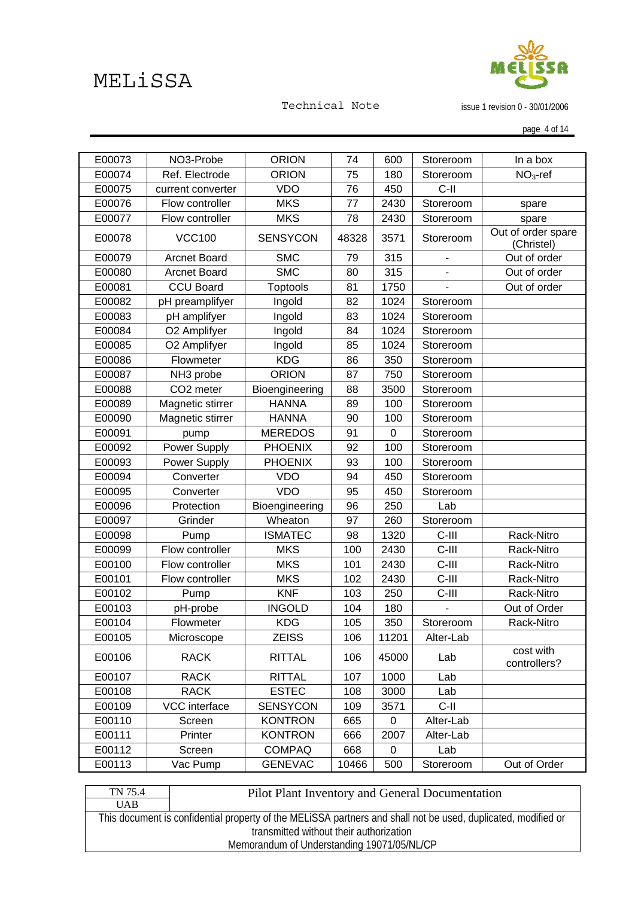| | | | | | | |
|---|---|---|---|---|---|---|
| E00073 | NO3-Probe | ORION | 74 | 600 | Storeroom | In a box |
| E00074 | Ref. Electrode | ORION | 75 | 180 | Storeroom | $NO_3$-ref |
| E00075 | current converter | VDO | 76 | 450 | C-II | |
| E00076 | Flow controller | MKS | 77 | 2430 | Storeroom | spare |
| E00077 | Flow controller | MKS | 78 | 2430 | Storeroom | spare |
| E00078 | VCC100 | SENSYCON | 48328 | 3571 | Storeroom | Out of order spare (Christel) |
| E00079 | Arcnet Board | SMC | 79 | 315 | - | Out of order |
| E00080 | Arcnet Board | SMC | 80 | 315 | - | Out of order |
| E00081 | CCU Board | Toptools | 81 | 1750 | - | Out of order |
| E00082 | pH preamplifyer | Ingold | 82 | 1024 | Storeroom | |
| E00083 | pH amplifyer | Ingold | 83 | 1024 | Storeroom | |
| E00084 | O2 Amplifyer | Ingold | 84 | 1024 | Storeroom | |
| E00085 | O2 Amplifyer | Ingold | 85 | 1024 | Storeroom | |
| E00086 | Flowmeter | KDG | 86 | 350 | Storeroom | |
| E00087 | NH3 probe | ORION | 87 | 750 | Storeroom | |
| E00088 | CO2 meter | Bioengineering | 88 | 3500 | Storeroom | |
| E00089 | Magnetic stirrer | HANNA | 89 | 100 | Storeroom | |
| E00090 | Magnetic stirrer | HANNA | 90 | 100 | Storeroom | |
| E00091 | pump | MEREDOS | 91 | 0 | Storeroom | |
| E00092 | Power Supply | PHOENIX | 92 | 100 | Storeroom | |
| E00093 | Power Supply | PHOENIX | 93 | 100 | Storeroom | |
| E00094 | Converter | VDO | 94 | 450 | Storeroom | |
| E00095 | Converter | VDO | 95 | 450 | Storeroom | |
| E00096 | Protection | Bioengineering | 96 | 250 | Lab | |
| E00097 | Grinder | Wheaton | 97 | 260 | Storeroom | |
| E00098 | Pump | ISMATEC | 98 | 1320 | C-III | Rack-Nitro |
| E00099 | Flow controller | MKS | 100 | 2430 | C-III | Rack-Nitro |
| E00100 | Flow controller | MKS | 101 | 2430 | C-III | Rack-Nitro |
| E00101 | Flow controller | MKS | 102 | 2430 | C-III | Rack-Nitro |
| E00102 | Pump | KNF | 103 | 250 | C-III | Rack-Nitro |
| E00103 | pH-probe | INGOLD | 104 | 180 | - | Out of Order |
| E00104 | Flowmeter | KDG | 105 | 350 | Storeroom | Rack-Nitro |
| E00105 | Microscope | ZEISS | 106 | 11201 | Alter-Lab | |
| E00106 | RACK | RITTAL | 106 | 45000 | Lab | cost with controllers? |
| E00107 | RACK | RITTAL | 107 | 1000 | Lab | |
| E00108 | RACK | ESTEC | 108 | 3000 | Lab | |
| E00109 | VCC interface | SENSYCON | 109 | 3571 | C-II | |
| E00110 | Screen | KONTRON | 665 | 0 | Alter-Lab | |
| E00111 | Printer | KONTRON | 666 | 2007 | Alter-Lab | |
| E00112 | Screen | COMPAQ | 668 | 0 | Lab | |
| E00113 | Vac Pump | GENEVAC | 10466 | 500 | Storeroom | Out of Order |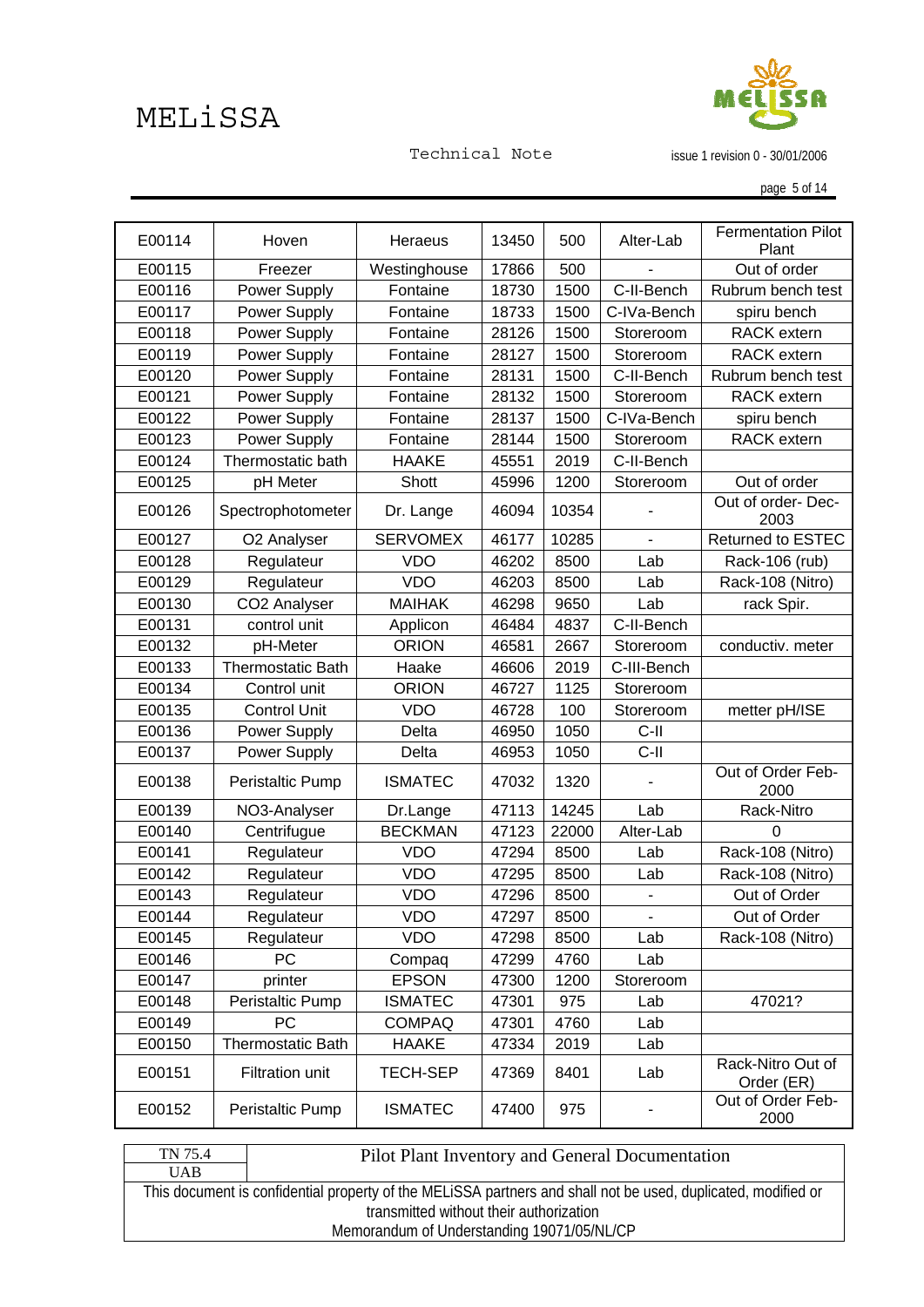| | | | | | | |
|---|---|---|---|---|---|---|
| E00114 | Hoven | Heraeus | 13450 | 500 | Alter-Lab | Fermentation Pilot Plant |
| E00115 | Freezer | Westinghouse | 17866 | 500 | - | Out of order |
| E00116 | Power Supply | Fontaine | 18730 | 1500 | C-II-Bench | Rubrum bench test |
| E00117 | Power Supply | Fontaine | 18733 | 1500 | C-IVa-Bench | spiru bench |
| E00118 | Power Supply | Fontaine | 28126 | 1500 | Storeroom | RACK extern |
| E00119 | Power Supply | Fontaine | 28127 | 1500 | Storeroom | RACK extern |
| E00120 | Power Supply | Fontaine | 28131 | 1500 | C-II-Bench | Rubrum bench test |
| E00121 | Power Supply | Fontaine | 28132 | 1500 | Storeroom | RACK extern |
| E00122 | Power Supply | Fontaine | 28137 | 1500 | C-IVa-Bench | spiru bench |
| E00123 | Power Supply | Fontaine | 28144 | 1500 | Storeroom | RACK extern |
| E00124 | Thermostatic bath | HAAKE | 45551 | 2019 | C-II-Bench | |
| E00125 | pH Meter | Shott | 45996 | 1200 | Storeroom | Out of order |
| E00126 | Spectrophotometer | Dr. Lange | 46094 | 10354 | - | Out of order- Dec-2003 |
| E00127 | O2 Analyser | SERVOMEX | 46177 | 10285 | - | Returned to ESTEC |
| E00128 | Regulateur | VDO | 46202 | 8500 | Lab | Rack-106 (rub) |
| E00129 | Regulateur | VDO | 46203 | 8500 | Lab | Rack-108 (Nitro) |
| E00130 | CO2 Analyser | MAIHAK | 46298 | 9650 | Lab | rack Spir. |
| E00131 | control unit | Applicon | 46484 | 4837 | C-II-Bench | |
| E00132 | pH-Meter | ORION | 46581 | 2667 | Storeroom | conductiv. meter |
| E00133 | Thermostatic Bath | Haake | 46606 | 2019 | C-III-Bench | |
| E00134 | Control unit | ORION | 46727 | 1125 | Storeroom | |
| E00135 | Control Unit | VDO | 46728 | 100 | Storeroom | metter pH/ISE |
| E00136 | Power Supply | Delta | 46950 | 1050 | C-II | |
| E00137 | Power Supply | Delta | 46953 | 1050 | C-II | |
| E00138 | Peristaltic Pump | ISMATEC | 47032 | 1320 | - | Out of Order Feb-2000 |
| E00139 | NO3-Analyser | Dr.Lange | 47113 | 14245 | Lab | Rack-Nitro |
| E00140 | Centrifugue | BECKMAN | 47123 | 22000 | Alter-Lab | 0 |
| E00141 | Regulateur | VDO | 47294 | 8500 | Lab | Rack-108 (Nitro) |
| E00142 | Regulateur | VDO | 47295 | 8500 | Lab | Rack-108 (Nitro) |
| E00143 | Regulateur | VDO | 47296 | 8500 | - | Out of Order |
| E00144 | Regulateur | VDO | 47297 | 8500 | - | Out of Order |
| E00145 | Regulateur | VDO | 47298 | 8500 | Lab | Rack-108 (Nitro) |
| E00146 | PC | Compaq | 47299 | 4760 | Lab | |
| E00147 | printer | EPSON | 47300 | 1200 | Storeroom | |
| E00148 | Peristaltic Pump | ISMATEC | 47301 | 975 | Lab | 47021? |
| E00149 | PC | COMPAQ | 47301 | 4760 | Lab | |
| E00150 | Thermostatic Bath | HAAKE | 47334 | 2019 | Lab | |
| E00151 | Filtration unit | TECH-SEP | 47369 | 8401 | Lab | Rack-Nitro Out of Order (ER) |
| E00152 | Peristaltic Pump | ISMATEC | 47400 | 975 | - | Out of Order Feb-2000 |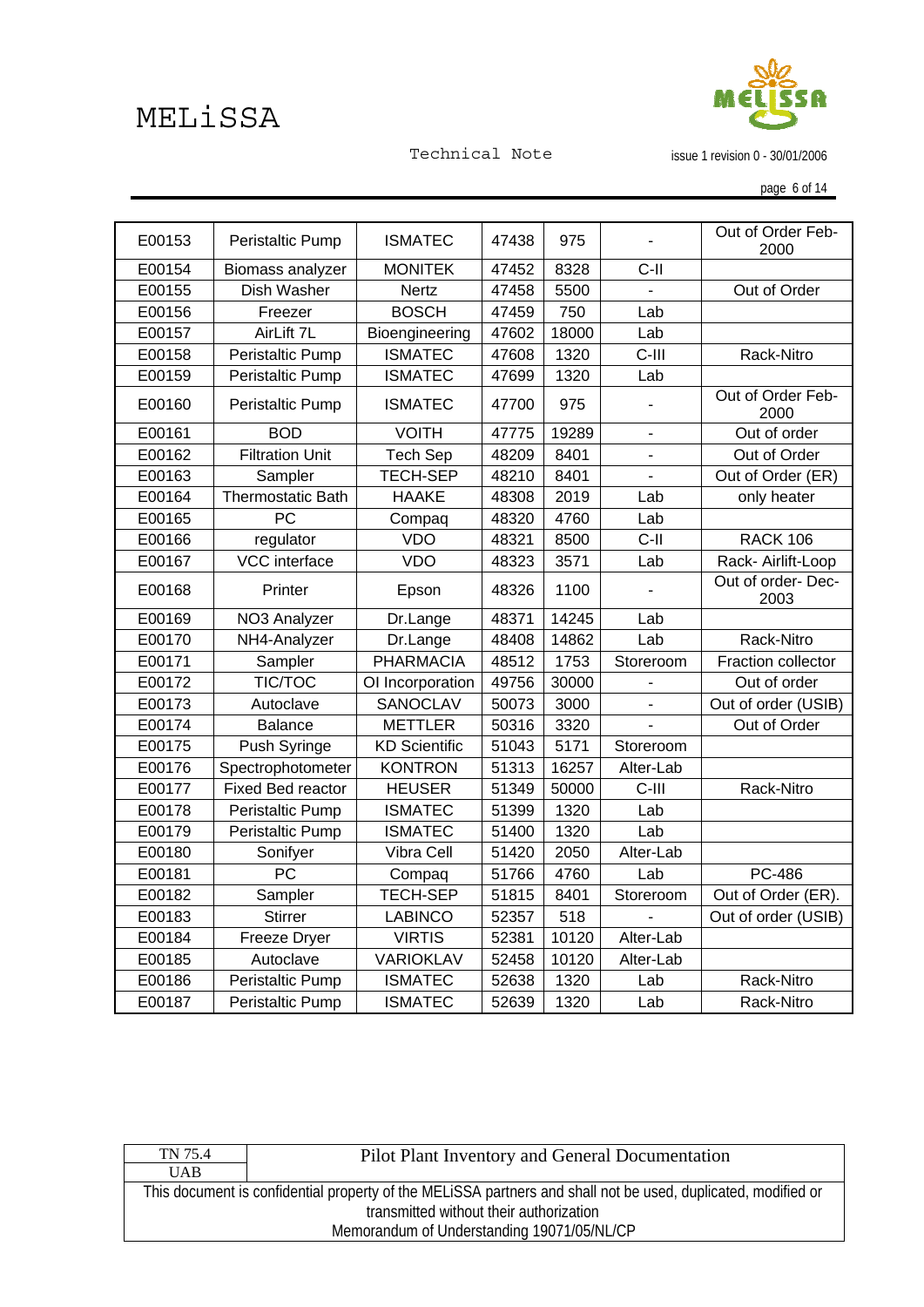| E00153 | Peristaltic Pump | ISMATEC | 47438 | 975 | - | Out of Order Feb-2000 |
|---|---|---|---|---|---|---|
| E00154 | Biomass analyzer | MONITEK | 47452 | 8328 | C-II | |
| E00155 | Dish Washer | Nertz | 47458 | 5500 | - | Out of Order |
| E00156 | Freezer | BOSCH | 47459 | 750 | Lab | |
| E00157 | AirLift 7L | Bioengineering | 47602 | 18000 | Lab | |
| E00158 | Peristaltic Pump | ISMATEC | 47608 | 1320 | C-III | Rack-Nitro |
| E00159 | Peristaltic Pump | ISMATEC | 47699 | 1320 | Lab | |
| E00160 | Peristaltic Pump | ISMATEC | 47700 | 975 | - | Out of Order Feb-2000 |
| E00161 | BOD | VOITH | 47775 | 19289 | - | Out of order |
| E00162 | Filtration Unit | Tech Sep | 48209 | 8401 | - | Out of Order |
| E00163 | Sampler | TECH-SEP | 48210 | 8401 | - | Out of Order (ER) |
| E00164 | Thermostatic Bath | HAAKE | 48308 | 2019 | Lab | only heater |
| E00165 | PC | Compaq | 48320 | 4760 | Lab | |
| E00166 | regulator | VDO | 48321 | 8500 | C-II | RACK 106 |
| E00167 | VCC interface | VDO | 48323 | 3571 | Lab | Rack- Airlift-Loop |
| E00168 | Printer | Epson | 48326 | 1100 | - | Out of order- Dec-2003 |
| E00169 | NO3 Analyzer | Dr.Lange | 48371 | 14245 | Lab | |
| E00170 | NH4-Analyzer | Dr.Lange | 48408 | 14862 | Lab | Rack-Nitro |
| E00171 | Sampler | PHARMACIA | 48512 | 1753 | Storeroom | Fraction collector |
| E00172 | TIC/TOC | OI Incorporation | 49756 | 30000 | - | Out of order |
| E00173 | Autoclave | SANOCLAV | 50073 | 3000 | - | Out of order (USIB) |
| E00174 | Balance | METTLER | 50316 | 3320 | - | Out of Order |
| E00175 | Push Syringe | KD Scientific | 51043 | 5171 | Storeroom | |
| E00176 | Spectrophotometer | KONTRON | 51313 | 16257 | Alter-Lab | |
| E00177 | Fixed Bed reactor | HEUSER | 51349 | 50000 | C-III | Rack-Nitro |
| E00178 | Peristaltic Pump | ISMATEC | 51399 | 1320 | Lab | |
| E00179 | Peristaltic Pump | ISMATEC | 51400 | 1320 | Lab | |
| E00180 | Sonifyer | Vibra Cell | 51420 | 2050 | Alter-Lab | |
| E00181 | PC | Compaq | 51766 | 4760 | Lab | PC-486 |
| E00182 | Sampler | TECH-SEP | 51815 | 8401 | Storeroom | Out of Order (ER). |
| E00183 | Stirrer | LABINCO | 52357 | 518 | - | Out of order (USIB) |
| E00184 | Freeze Dryer | VIRTIS | 52381 | 10120 | Alter-Lab | |
| E00185 | Autoclave | VARIOKLAV | 52458 | 10120 | Alter-Lab | |
| E00186 | Peristaltic Pump | ISMATEC | 52638 | 1320 | Lab | Rack-Nitro |
| E00187 | Peristaltic Pump | ISMATEC | 52639 | 1320 | Lab | Rack-Nitro |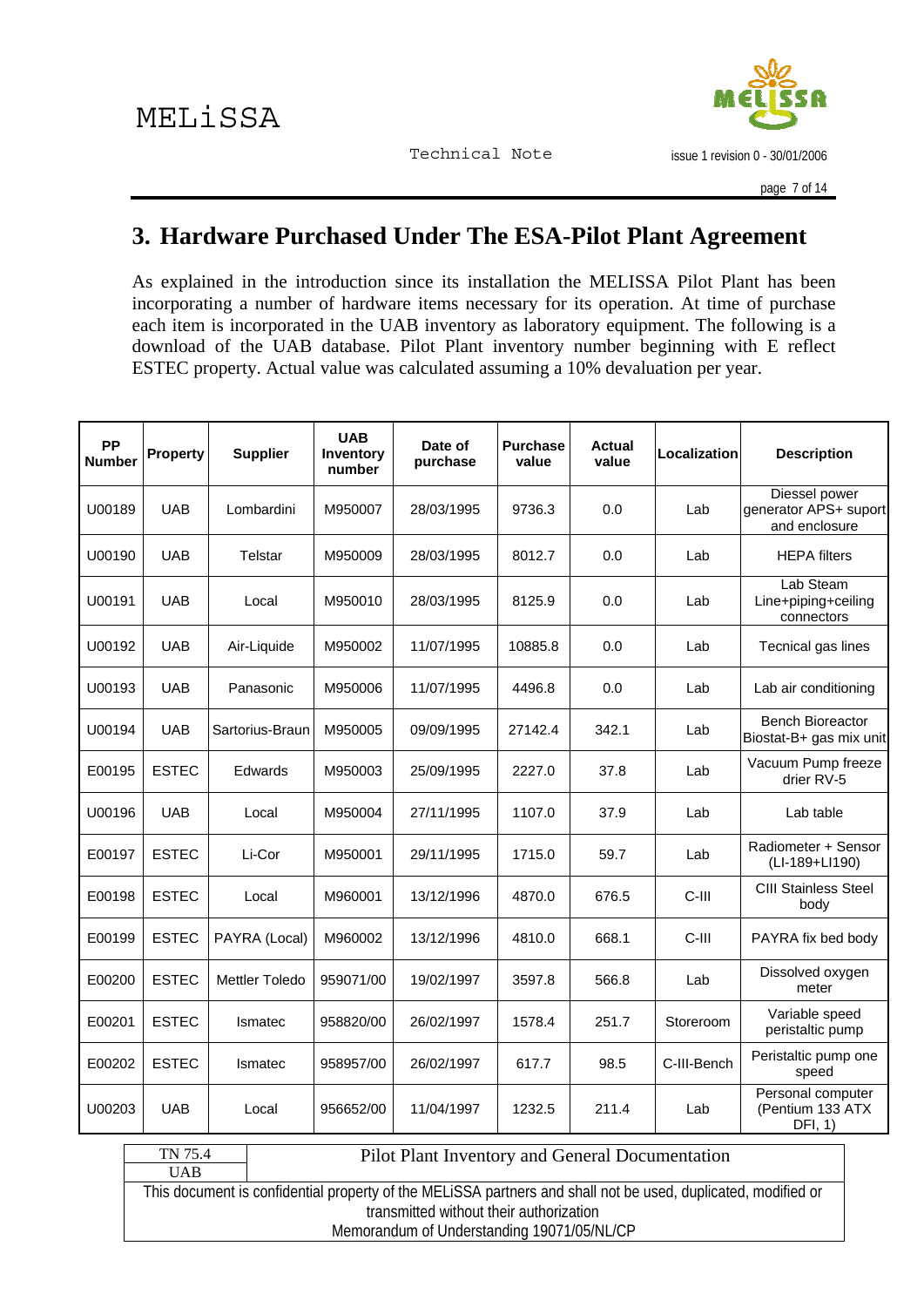# 3. Hardware Purchased Under The ESA-Pilot Plant Agreement

As explained in the introduction since its installation the MELISSA Pilot Plant has been incorporating a number of hardware items necessary for its operation. At time of purchase each item is incorporated in the UAB inventory as laboratory equipment. The following is a download of the UAB database. Pilot Plant inventory number beginning with E reflect ESTEC property. Actual value was calculated assuming a 10% devaluation per year.

| PP Number | Property | Supplier | UAB Inventory number | Date of purchase | Purchase value | Actual value | Localization | Description |
|---|---|---|---|---|---|---|---|---|
| U00189 | UAB | Lombardini | M950007 | 28/03/1995 | 9736.3 | 0.0 | Lab | Diesel power generator APS+ suport and enclosure |
| U00190 | UAB | Telstar | M950009 | 28/03/1995 | 8012.7 | 0.0 | Lab | HEPA filters |
| U00191 | UAB | Local | M950010 | 28/03/1995 | 8125.9 | 0.0 | Lab | Lab Steam Line+piping+ceiling connectors |
| U00192 | UAB | Air-Liquide | M950002 | 11/07/1995 | 10885.8 | 0.0 | Lab | Tecnical gas lines |
| U00193 | UAB | Panasonic | M950006 | 11/07/1995 | 4496.8 | 0.0 | Lab | Lab air conditioning |
| U00194 | UAB | Sartorius-Braun | M950005 | 09/09/1995 | 27142.4 | 342.1 | Lab | Bench Bioreactor Biostat-B+ gas mix unit |
| E00195 | ESTEC | Edwards | M950003 | 25/09/1995 | 2227.0 | 37.8 | Lab | Vacuum Pump freeze drier RV-5 |
| U00196 | UAB | Local | M950004 | 27/11/1995 | 1107.0 | 37.9 | Lab | Lab table |
| E00197 | ESTEC | Li-Cor | M950001 | 29/11/1995 | 1715.0 | 59.7 | Lab | Radiometer + Sensor (LI-189+LI190) |
| E00198 | ESTEC | Local | M960001 | 13/12/1996 | 4870.0 | 676.5 | C-III | CIII Stainless Steel body |
| E00199 | ESTEC | PAYRA (Local) | M960002 | 13/12/1996 | 4810.0 | 668.1 | C-III | PAYRA fix bed body |
| E00200 | ESTEC | Mettler Toledo | 959071/00 | 19/02/1997 | 3597.8 | 566.8 | Lab | Dissolved oxygen meter |
| E00201 | ESTEC | Ismatec | 958820/00 | 26/02/1997 | 1578.4 | 251.7 | Storeroom | Variable speed peristaltic pump |
| E00202 | ESTEC | Ismatec | 958957/00 | 26/02/1997 | 617.7 | 98.5 | C-III-Bench | Peristaltic pump one speed |
| U00203 | UAB | Local | 956652/00 | 11/04/1997 | 1232.5 | 211.4 | Lab | Personal computer (Pentium 133 ATX DFI, 1) |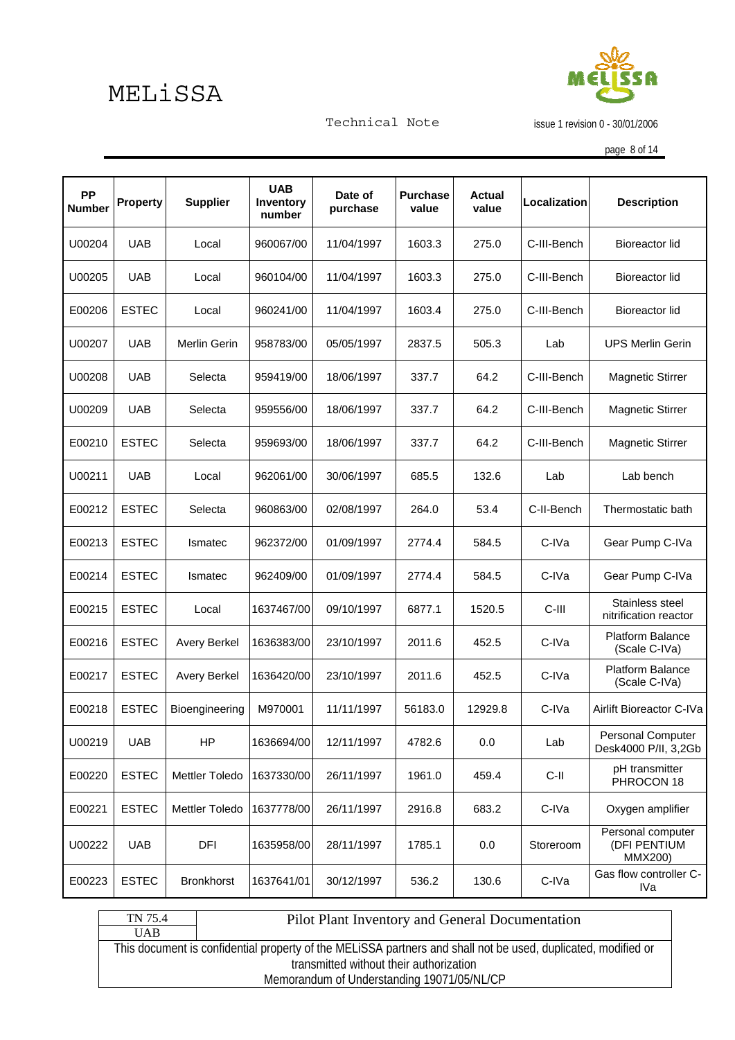| PP Number | Property | Supplier | UAB Inventory number | Date of purchase | Purchase value | Actual value | Localization | Description |
|---|---|---|---|---|---|---|---|---|
| U00204 | UAB | Local | 960067/00 | 11/04/1997 | 1603.3 | 275.0 | C-III-Bench | Bioreactor lid |
| U00205 | UAB | Local | 960104/00 | 11/04/1997 | 1603.3 | 275.0 | C-III-Bench | Bioreactor lid |
| E00206 | ESTEC | Local | 960241/00 | 11/04/1997 | 1603.4 | 275.0 | C-III-Bench | Bioreactor lid |
| U00207 | UAB | Merlin Gerin | 958783/00 | 05/05/1997 | 2837.5 | 505.3 | Lab | UPS Merlin Gerin |
| U00208 | UAB | Selecta | 959419/00 | 18/06/1997 | 337.7 | 64.2 | C-III-Bench | Magnetic Stirrer |
| U00209 | UAB | Selecta | 959556/00 | 18/06/1997 | 337.7 | 64.2 | C-III-Bench | Magnetic Stirrer |
| E00210 | ESTEC | Selecta | 959693/00 | 18/06/1997 | 337.7 | 64.2 | C-III-Bench | Magnetic Stirrer |
| U00211 | UAB | Local | 962061/00 | 30/06/1997 | 685.5 | 132.6 | Lab | Lab bench |
| E00212 | ESTEC | Selecta | 960863/00 | 02/08/1997 | 264.0 | 53.4 | C-II-Bench | Thermostatic bath |
| E00213 | ESTEC | Ismatec | 962372/00 | 01/09/1997 | 2774.4 | 584.5 | C-IVa | Gear Pump C-IVa |
| E00214 | ESTEC | Ismatec | 962409/00 | 01/09/1997 | 2774.4 | 584.5 | C-IVa | Gear Pump C-IVa |
| E00215 | ESTEC | Local | 1637467/00 | 09/10/1997 | 6877.1 | 1520.5 | C-III | Stainless steel nitrification reactor |
| E00216 | ESTEC | Avery Berkel | 1636383/00 | 23/10/1997 | 2011.6 | 452.5 | C-IVa | Platform Balance (Scale C-IVa) |
| E00217 | ESTEC | Avery Berkel | 1636420/00 | 23/10/1997 | 2011.6 | 452.5 | C-IVa | Platform Balance (Scale C-IVa) |
| E00218 | ESTEC | Bioengineering | M970001 | 11/11/1997 | 56183.0 | 12929.8 | C-IVa | Airlift Bioreactor C-IVa |
| U00219 | UAB | HP | 1636694/00 | 12/11/1997 | 4782.6 | 0.0 | Lab | Personal Computer Desk4000 P/II, 3,2Gb |
| E00220 | ESTEC | Mettler Toledo | 1637330/00 | 26/11/1997 | 1961.0 | 459.4 | C-II | pH transmitter PHROCON 18 |
| E00221 | ESTEC | Mettler Toledo | 1637778/00 | 26/11/1997 | 2916.8 | 683.2 | C-IVa | Oxygen amplifier |
| U00222 | UAB | DFI | 1635958/00 | 28/11/1997 | 1785.1 | 0.0 | Storeroom | Personal computer (DFI PENTIUM MMX200) |
| E00223 | ESTEC | Bronkhorst | 1637641/01 | 30/12/1997 | 536.2 | 130.6 | C-IVa | Gas flow controller C-IVa |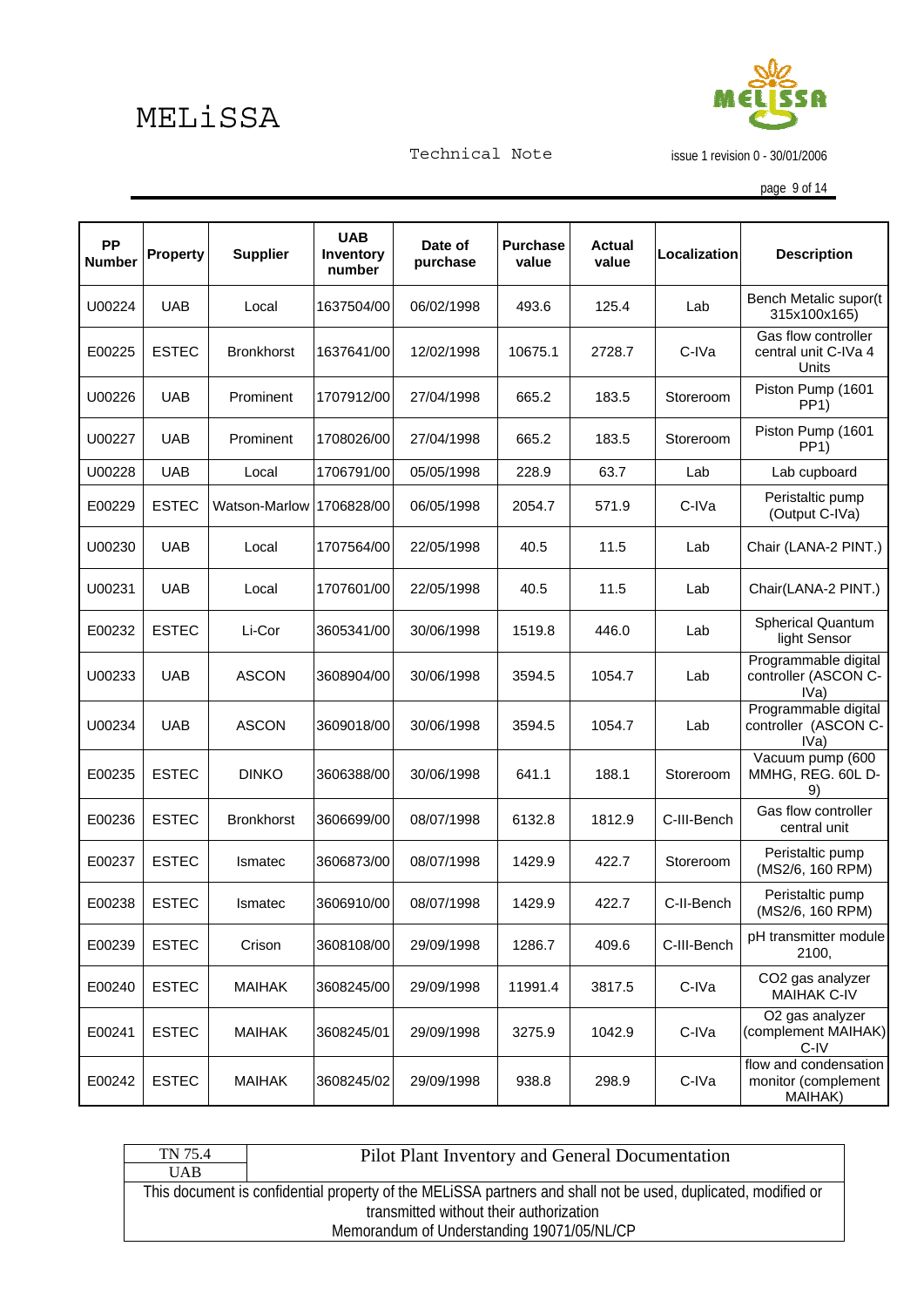| PP Number | Property | Supplier | UAB Inventory number | Date of purchase | Purchase value | Actual value | Localization | Description |
|---|---|---|---|---|---|---|---|---|
| U00224 | UAB | Local | 1637504/00 | 06/02/1998 | 493.6 | 125.4 | Lab | Bench Metalic suport(t 315x100x165) |
| E00225 | ESTEC | Bronkhorst | 1637641/00 | 12/02/1998 | 10675.1 | 2728.7 | C-IVa | Gas flow controller central unit C-IVa 4 Units |
| U00226 | UAB | Prominent | 1707912/00 | 27/04/1998 | 665.2 | 183.5 | Storeroom | Piston Pump (1601 PP1) |
| U00227 | UAB | Prominent | 1708026/00 | 27/04/1998 | 665.2 | 183.5 | Storeroom | Piston Pump (1601 PP1) |
| U00228 | UAB | Local | 1706791/00 | 05/05/1998 | 228.9 | 63.7 | Lab | Lab cupboard |
| E00229 | ESTEC | Watson-Marlow | 1706828/00 | 06/05/1998 | 2054.7 | 571.9 | C-IVa | Peristaltic pump (Output C-IVa) |
| U00230 | UAB | Local | 1707564/00 | 22/05/1998 | 40.5 | 11.5 | Lab | Chair (LANA-2 PINT.) |
| U00231 | UAB | Local | 1707601/00 | 22/05/1998 | 40.5 | 11.5 | Lab | Chair(LANA-2 PINT.) |
| E00232 | ESTEC | Li-Cor | 3605341/00 | 30/06/1998 | 1519.8 | 446.0 | Lab | Spherical Quantum light Sensor |
| U00233 | UAB | ASCON | 3608904/00 | 30/06/1998 | 3594.5 | 1054.7 | Lab | Programmable digital controller (ASCON C-IVa) |
| U00234 | UAB | ASCON | 3609018/00 | 30/06/1998 | 3594.5 | 1054.7 | Lab | Programmable digital controller (ASCON C-IVa) |
| E00235 | ESTEC | DINKO | 3606388/00 | 30/06/1998 | 641.1 | 188.1 | Storeroom | Vacuum pump (600 MMHG, REG. 60L D-9) |
| E00236 | ESTEC | Bronkhorst | 3606699/00 | 08/07/1998 | 6132.8 | 1812.9 | C-III-Bench | Gas flow controller central unit |
| E00237 | ESTEC | Ismatec | 3606873/00 | 08/07/1998 | 1429.9 | 422.7 | Storeroom | Peristaltic pump (MS2/6, 160 RPM) |
| E00238 | ESTEC | Ismatec | 3606910/00 | 08/07/1998 | 1429.9 | 422.7 | C-II-Bench | Peristaltic pump (MS2/6, 160 RPM) |
| E00239 | ESTEC | Crison | 3608108/00 | 29/09/1998 | 1286.7 | 409.6 | C-III-Bench | pH transmitter module 2100, |
| E00240 | ESTEC | MAIHAK | 3608245/00 | 29/09/1998 | 11991.4 | 3817.5 | C-IVa | CO2 gas analyzer MAIHAK C-IV |
| E00241 | ESTEC | MAIHAK | 3608245/01 | 29/09/1998 | 3275.9 | 1042.9 | C-IVa | O2 gas analyzer (complement MAIHAK) C-IV |
| E00242 | ESTEC | MAIHAK | 3608245/02 | 29/09/1998 | 938.8 | 298.9 | C-IVa | flow and condensation monitor (complement MAIHAK) |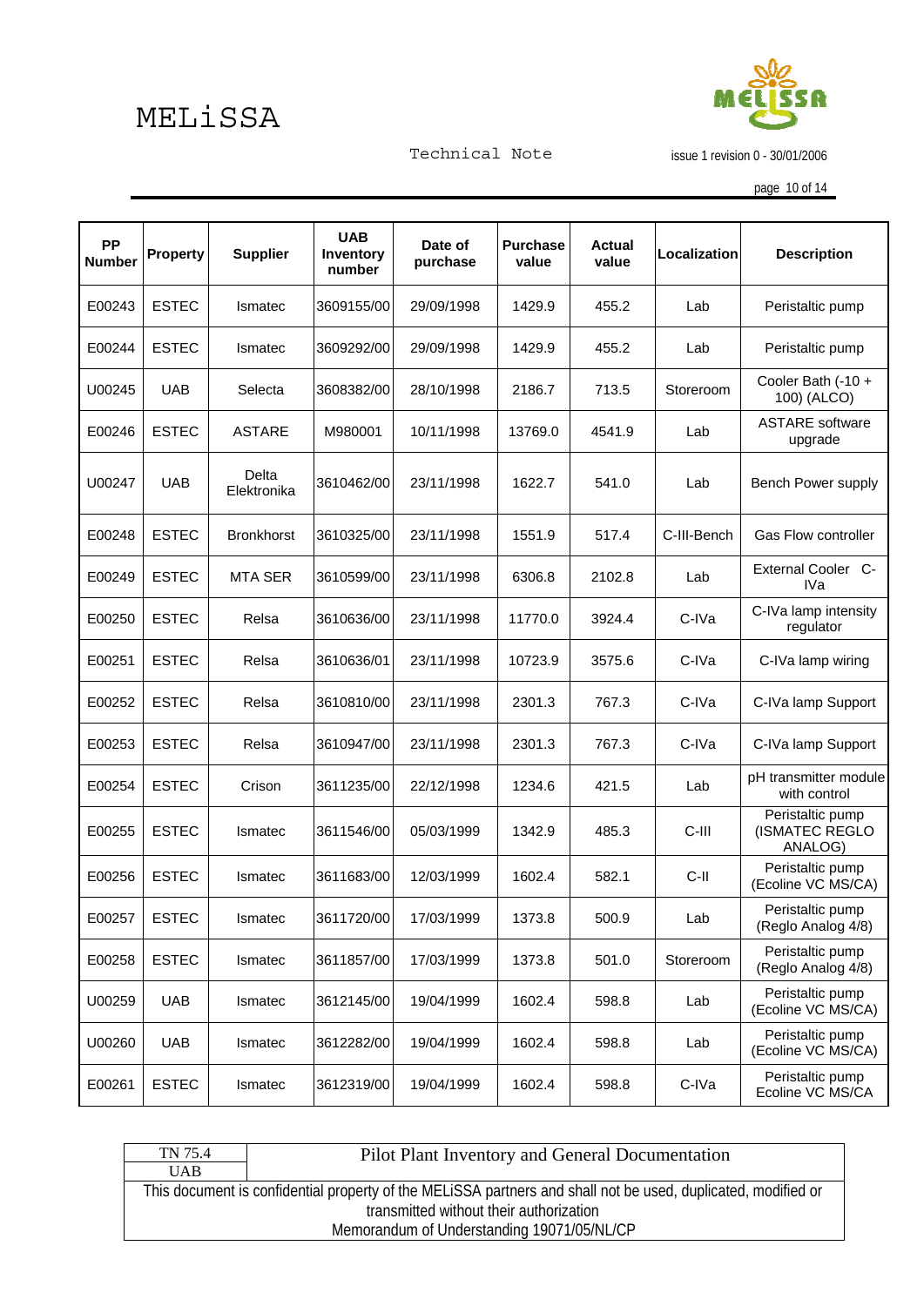| PP Number | Property | Supplier | UAB Inventory number | Date of purchase | Purchase value | Actual value | Localization | Description |
|---|---|---|---|---|---|---|---|---|
| E00243 | ESTEC | Ismatec | 3609155/00 | 29/09/1998 | 1429.9 | 455.2 | Lab | Peristaltic pump |
| E00244 | ESTEC | Ismatec | 3609292/00 | 29/09/1998 | 1429.9 | 455.2 | Lab | Peristaltic pump |
| U00245 | UAB | Selecta | 3608382/00 | 28/10/1998 | 2186.7 | 713.5 | Storeroom | Cooler Bath (-10 + 100) (ALCO) |
| E00246 | ESTEC | ASTARE | M980001 | 10/11/1998 | 13769.0 | 4541.9 | Lab | ASTARE software upgrade |
| U00247 | UAB | Delta Elektronika | 3610462/00 | 23/11/1998 | 1622.7 | 541.0 | Lab | Bench Power supply |
| E00248 | ESTEC | Bronkhorst | 3610325/00 | 23/11/1998 | 1551.9 | 517.4 | C-III-Bench | Gas Flow controller |
| E00249 | ESTEC | MTA SER | 3610599/00 | 23/11/1998 | 6306.8 | 2102.8 | Lab | External Cooler C-IVa |
| E00250 | ESTEC | Relsa | 3610636/00 | 23/11/1998 | 11770.0 | 3924.4 | C-IVa | C-IVa lamp intensity regulator |
| E00251 | ESTEC | Relsa | 3610636/01 | 23/11/1998 | 10723.9 | 3575.6 | C-IVa | C-IVa lamp wiring |
| E00252 | ESTEC | Relsa | 3610810/00 | 23/11/1998 | 2301.3 | 767.3 | C-IVa | C-IVa lamp Support |
| E00253 | ESTEC | Relsa | 3610947/00 | 23/11/1998 | 2301.3 | 767.3 | C-IVa | C-IVa lamp Support |
| E00254 | ESTEC | Crison | 3611235/00 | 22/12/1998 | 1234.6 | 421.5 | Lab | pH transmitter module with control |
| E00255 | ESTEC | Ismatec | 3611546/00 | 05/03/1999 | 1342.9 | 485.3 | C-III | Peristaltic pump (ISMATEC REGLO ANALOG) |
| E00256 | ESTEC | Ismatec | 3611683/00 | 12/03/1999 | 1602.4 | 582.1 | C-II | Peristaltic pump (Ecoline VC MS/CA) |
| E00257 | ESTEC | Ismatec | 3611720/00 | 17/03/1999 | 1373.8 | 500.9 | Lab | Peristaltic pump (Reglo Analog 4/8) |
| E00258 | ESTEC | Ismatec | 3611857/00 | 17/03/1999 | 1373.8 | 501.0 | Storeroom | Peristaltic pump (Reglo Analog 4/8) |
| U00259 | UAB | Ismatec | 3612145/00 | 19/04/1999 | 1602.4 | 598.8 | Lab | Peristaltic pump (Ecoline VC MS/CA) |
| U00260 | UAB | Ismatec | 3612282/00 | 19/04/1999 | 1602.4 | 598.8 | Lab | Peristaltic pump (Ecoline VC MS/CA) |
| E00261 | ESTEC | Ismatec | 3612319/00 | 19/04/1999 | 1602.4 | 598.8 | C-IVa | Peristaltic pump Ecoline VC MS/CA |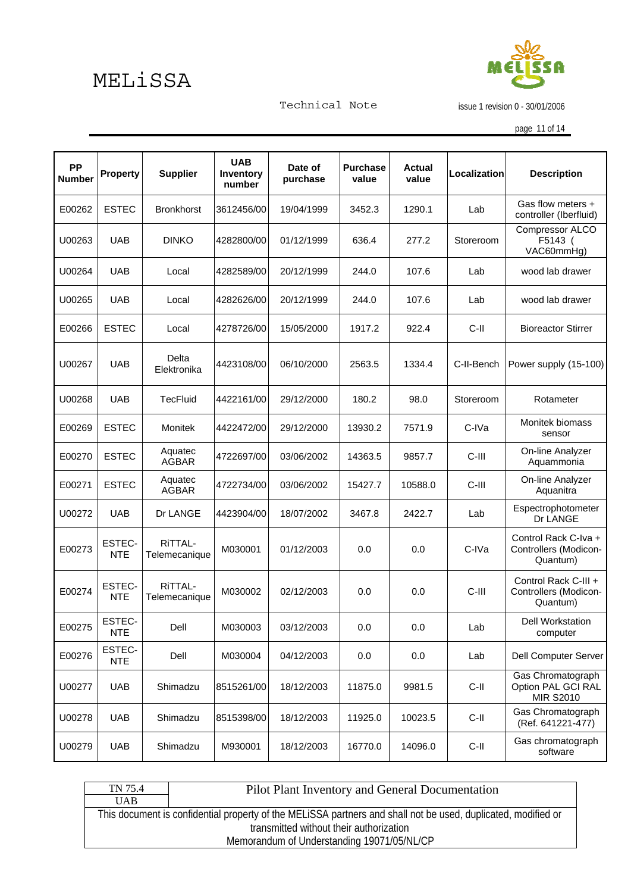| PP Number | Property | Supplier | UAB Inventory number | Date of purchase | Purchase value | Actual value | Localization | Description |
|---|---|---|---|---|---|---|---|---|
| E00262 | ESTEC | Bronkhorst | 3612456/00 | 19/04/1999 | 3452.3 | 1290.1 | Lab | Gas flow meters + controller (Iberfluid) |
| U00263 | UAB | DINKO | 4282800/00 | 01/12/1999 | 636.4 | 277.2 | Storeroom | Compressor ALCO F5143 ( VAC60mmHg) |
| U00264 | UAB | Local | 4282589/00 | 20/12/1999 | 244.0 | 107.6 | Lab | wood lab drawer |
| U00265 | UAB | Local | 4282626/00 | 20/12/1999 | 244.0 | 107.6 | Lab | wood lab drawer |
| E00266 | ESTEC | Local | 4278726/00 | 15/05/2000 | 1917.2 | 922.4 | C-II | Bioreactor Stirrer |
| U00267 | UAB | Delta Elektronika | 4423108/00 | 06/10/2000 | 2563.5 | 1334.4 | C-II-Bench | Power supply (15-100) |
| U00268 | UAB | TecFluid | 4422161/00 | 29/12/2000 | 180.2 | 98.0 | Storeroom | Rotameter |
| E00269 | ESTEC | Monitek | 4422472/00 | 29/12/2000 | 13930.2 | 7571.9 | C-IVa | Monitek biomass sensor |
| E00270 | ESTEC | Aquatec AGBAR | 4722697/00 | 03/06/2002 | 14363.5 | 9857.7 | C-III | On-line Analyzer Aquammonia |
| E00271 | ESTEC | Aquatec AGBAR | 4722734/00 | 03/06/2002 | 15427.7 | 10588.0 | C-III | On-line Analyzer Aquanitra |
| U00272 | UAB | Dr LANGE | 4423904/00 | 18/07/2002 | 3467.8 | 2422.7 | Lab | Espectrophotometer Dr LANGE |
| E00273 | ESTEC-NTE | RiTTAL-Telemecanique | M030001 | 01/12/2003 | 0.0 | 0.0 | C-IVa | Control Rack C-Iva + Controllers (Modicon-Quantum) |
| E00274 | ESTEC-NTE | RiTTAL-Telemecanique | M030002 | 02/12/2003 | 0.0 | 0.0 | C-III | Control Rack C-III + Controllers (Modicon-Quantum) |
| E00275 | ESTEC-NTE | Dell | M030003 | 03/12/2003 | 0.0 | 0.0 | Lab | Dell Workstation computer |
| E00276 | ESTEC-NTE | Dell | M030004 | 04/12/2003 | 0.0 | 0.0 | Lab | Dell Computer Server |
| U00277 | UAB | Shimadzu | 8515261/00 | 18/12/2003 | 11875.0 | 9981.5 | C-II | Gas Chromatograph Option PAL GCI RAL MIR S2010 |
| U00278 | UAB | Shimadzu | 8515398/00 | 18/12/2003 | 11925.0 | 10023.5 | C-II | Gas Chromatograph (Ref. 641221-477) |
| U00279 | UAB | Shimadzu | M930001 | 18/12/2003 | 16770.0 | 14096.0 | C-II | Gas chromatograph software |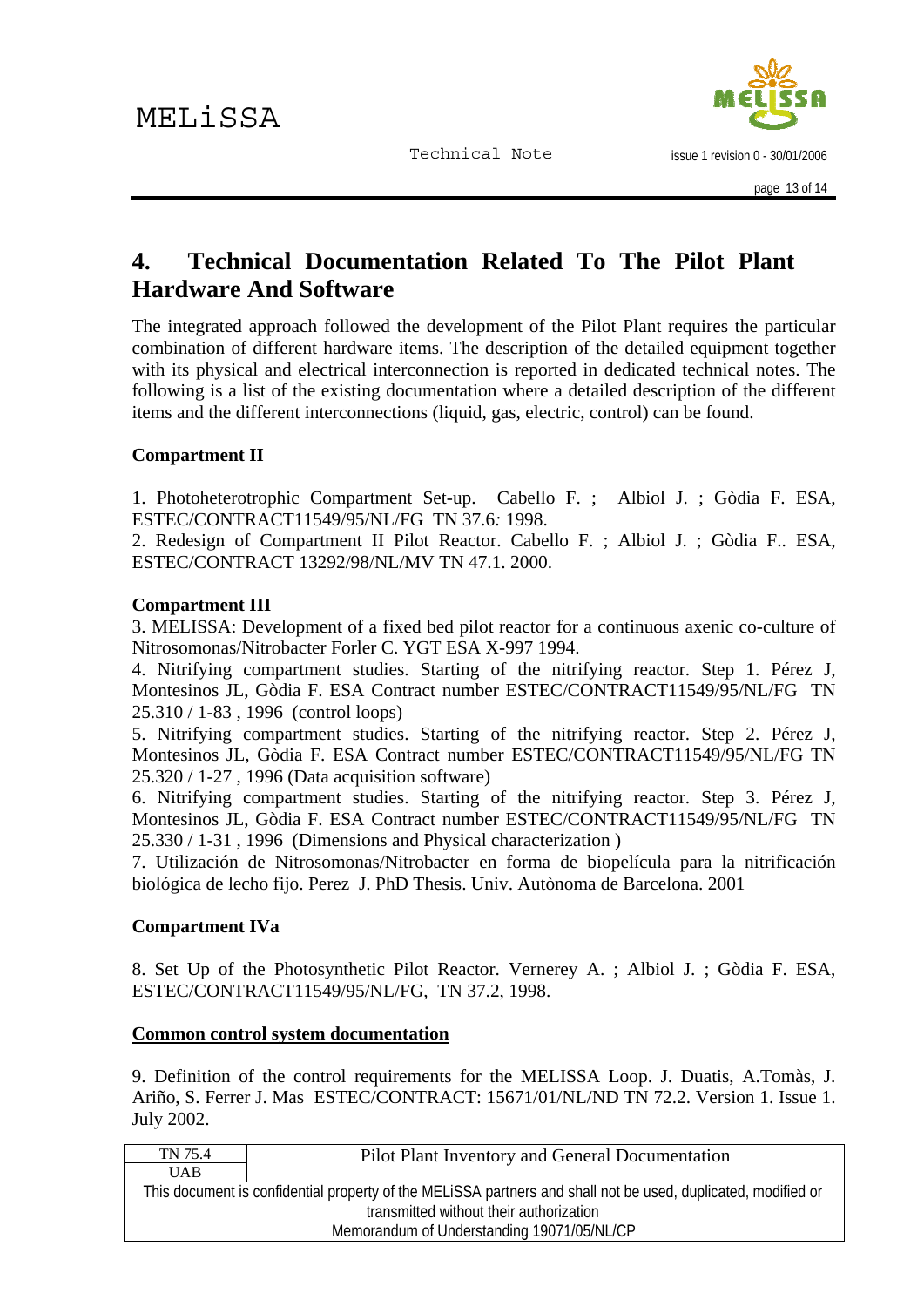# 4. Technical Documentation Related To The Pilot Plant Hardware And Software

The integrated approach followed the development of the Pilot Plant requires the particular combination of different hardware items. The description of the detailed equipment together with its physical and electrical interconnection is reported in dedicated technical notes. The following is a list of the existing documentation where a detailed description of the different items and the different interconnections (liquid, gas, electric, control) can be found.

**Compartment II**

1. Photoheterotrophic Compartment Set-up. Cabello F. ; Albiol J. ; Gòdia F. ESA, ESTEC/CONTRACT11549/95/NL/FG TN 37.6*:* 1998.
2. Redesign of Compartment II Pilot Reactor. Cabello F. ; Albiol J. ; Gòdia F.. ESA, ESTEC/CONTRACT 13292/98/NL/MV TN 47.1. 2000.

**Compartment III**

3. MELISSA: Development of a fixed bed pilot reactor for a continuous axenic co-culture of Nitrosomonas/Nitrobacter Forler C. YGT ESA X-997 1994.
4. Nitrifying compartment studies. Starting of the nitrifying reactor. Step 1. Pérez J, Montesinos JL, Gòdia F. ESA Contract number ESTEC/CONTRACT11549/95/NL/FG TN 25.310 / 1-83 , 1996 (control loops)
5. Nitrifying compartment studies. Starting of the nitrifying reactor. Step 2. Pérez J, Montesinos JL, Gòdia F. ESA Contract number ESTEC/CONTRACT11549/95/NL/FG TN 25.320 / 1-27 , 1996 (Data acquisition software)
6. Nitrifying compartment studies. Starting of the nitrifying reactor. Step 3. Pérez J, Montesinos JL, Gòdia F. ESA Contract number ESTEC/CONTRACT11549/95/NL/FG TN 25.330 / 1-31 , 1996 (Dimensions and Physical characterization )
7. Utilización de Nitrosomonas/Nitrobacter en forma de biopelícula para la nitrificación biológica de lecho fijo. Perez J. PhD Thesis. Univ. Autònoma de Barcelona. 2001

**Compartment IVa**

8. Set Up of the Photosynthetic Pilot Reactor. Vernerey A. ; Albiol J. ; Gòdia F. ESA, ESTEC/CONTRACT11549/95/NL/FG, TN 37.2, 1998.

**Common control system documentation**

9. Definition of the control requirements for the MELISSA Loop. J. Duatis, A.Tomàs, J. Ariño, S. Ferrer J. Mas ESTEC/CONTRACT: 15671/01/NL/ND TN 72.2. Version 1. Issue 1. July 2002.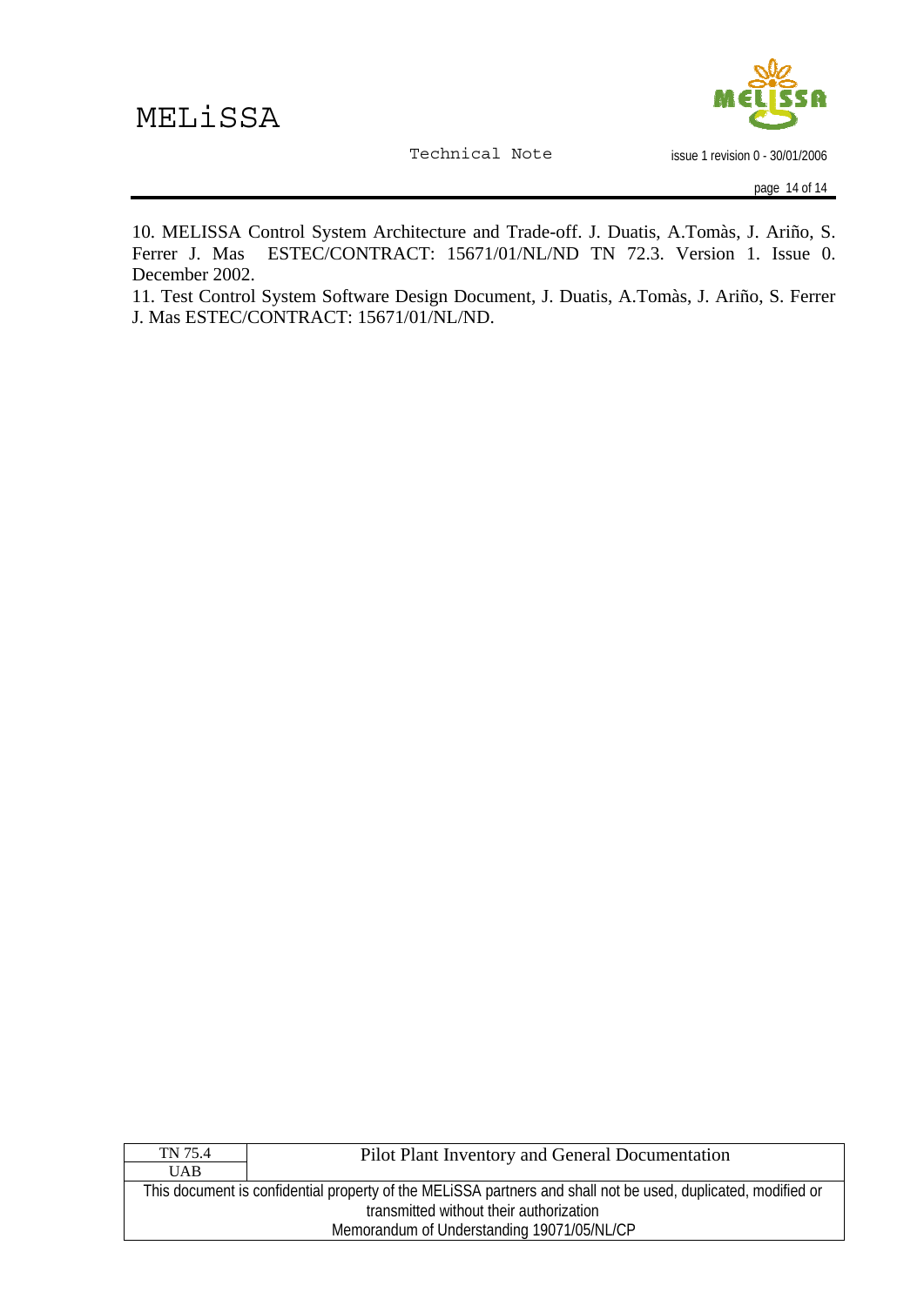10. MELISSA Control System Architecture and Trade-off. J. Duatis, A.Tomàs, J. Ariño, S. Ferrer J. Mas ESTEC/CONTRACT: 15671/01/NL/ND TN 72.3. Version 1. Issue 0. December 2002.

11. Test Control System Software Design Document, J. Duatis, A.Tomàs, J. Ariño, S. Ferrer J. Mas ESTEC/CONTRACT: 15671/01/NL/ND.